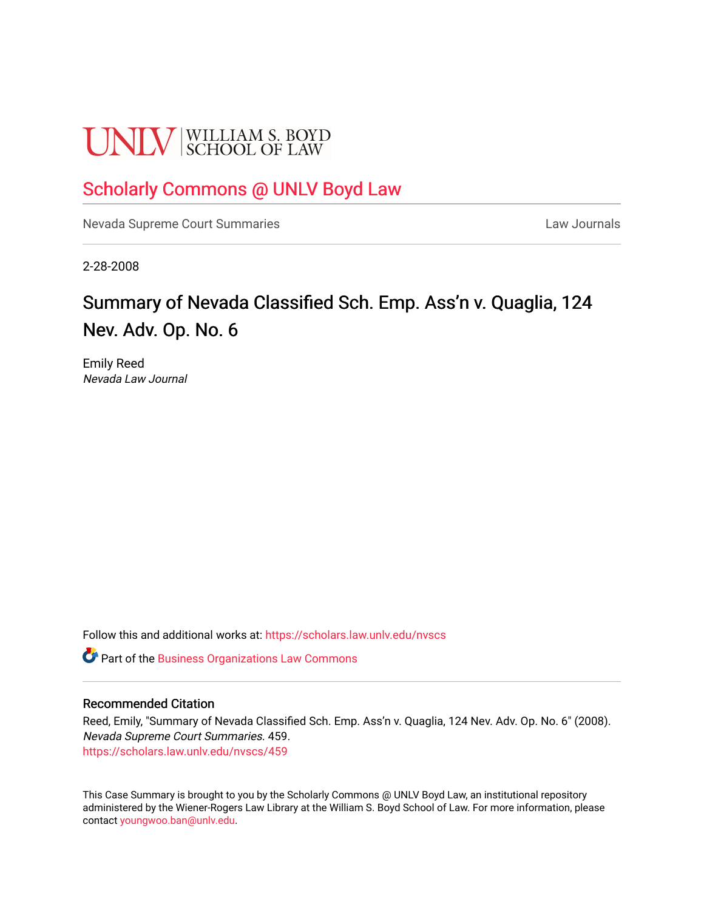UNLV | WILLIAM S. BOYD SCHOOL OF LAW

# Scholarly Commons @ UNLV Boyd Law

Nevada Supreme Court Summaries — Law Journals

2-28-2008

## Summary of Nevada Classified Sch. Emp. Ass'n v. Quaglia, 124 Nev. Adv. Op. No. 6

Emily Reed
*Nevada Law Journal*

Follow this and additional works at: https://scholars.law.unlv.edu/nvscs

Part of the Business Organizations Law Commons

### Recommended Citation

Reed, Emily, "Summary of Nevada Classified Sch. Emp. Ass'n v. Quaglia, 124 Nev. Adv. Op. No. 6" (2008). *Nevada Supreme Court Summaries*. 459.
https://scholars.law.unlv.edu/nvscs/459

This Case Summary is brought to you by the Scholarly Commons @ UNLV Boyd Law, an institutional repository administered by the Wiener-Rogers Law Library at the William S. Boyd School of Law. For more information, please contact youngwoo.ban@unlv.edu.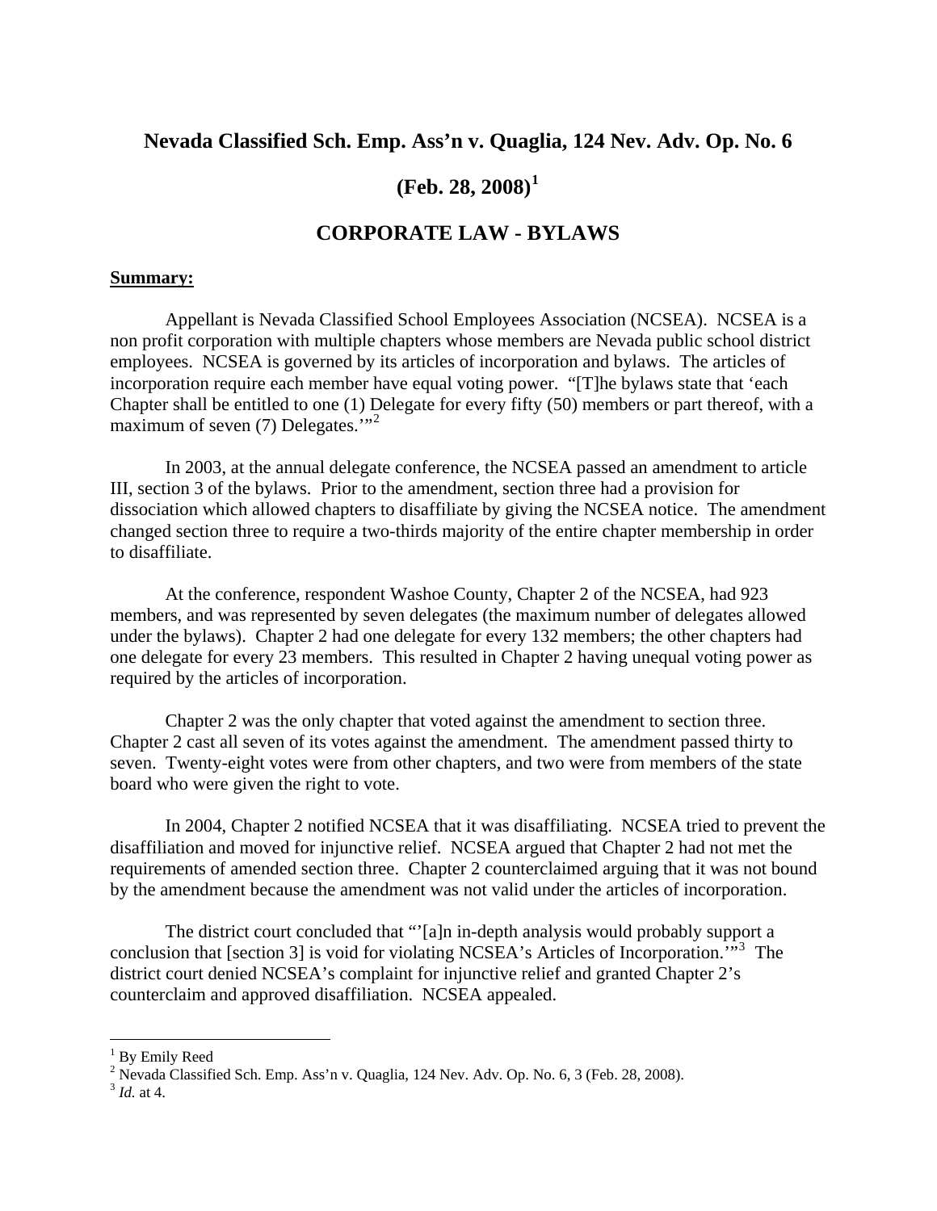# Nevada Classified Sch. Emp. Ass'n v. Quaglia, 124 Nev. Adv. Op. No. 6 (Feb. 28, 2008)[1]

## CORPORATE LAW - BYLAWS

**Summary:**

Appellant is Nevada Classified School Employees Association (NCSEA). NCSEA is a non profit corporation with multiple chapters whose members are Nevada public school district employees. NCSEA is governed by its articles of incorporation and bylaws. The articles of incorporation require each member have equal voting power. "[T]he bylaws state that 'each Chapter shall be entitled to one (1) Delegate for every fifty (50) members or part thereof, with a maximum of seven (7) Delegates.'"[2]

In 2003, at the annual delegate conference, the NCSEA passed an amendment to article III, section 3 of the bylaws. Prior to the amendment, section three had a provision for dissociation which allowed chapters to disaffiliate by giving the NCSEA notice. The amendment changed section three to require a two-thirds majority of the entire chapter membership in order to disaffiliate.

At the conference, respondent Washoe County, Chapter 2 of the NCSEA, had 923 members, and was represented by seven delegates (the maximum number of delegates allowed under the bylaws). Chapter 2 had one delegate for every 132 members; the other chapters had one delegate for every 23 members. This resulted in Chapter 2 having unequal voting power as required by the articles of incorporation.

Chapter 2 was the only chapter that voted against the amendment to section three. Chapter 2 cast all seven of its votes against the amendment. The amendment passed thirty to seven. Twenty-eight votes were from other chapters, and two were from members of the state board who were given the right to vote.

In 2004, Chapter 2 notified NCSEA that it was disaffiliating. NCSEA tried to prevent the disaffiliation and moved for injunctive relief. NCSEA argued that Chapter 2 had not met the requirements of amended section three. Chapter 2 counterclaimed arguing that it was not bound by the amendment because the amendment was not valid under the articles of incorporation.

The district court concluded that "'[a]n in-depth analysis would probably support a conclusion that [section 3] is void for violating NCSEA's Articles of Incorporation.'"[3] The district court denied NCSEA's complaint for injunctive relief and granted Chapter 2's counterclaim and approved disaffiliation. NCSEA appealed.

---

[1] By Emily Reed

[2] Nevada Classified Sch. Emp. Ass'n v. Quaglia, 124 Nev. Adv. Op. No. 6, 3 (Feb. 28, 2008).

[3] *Id.* at 4.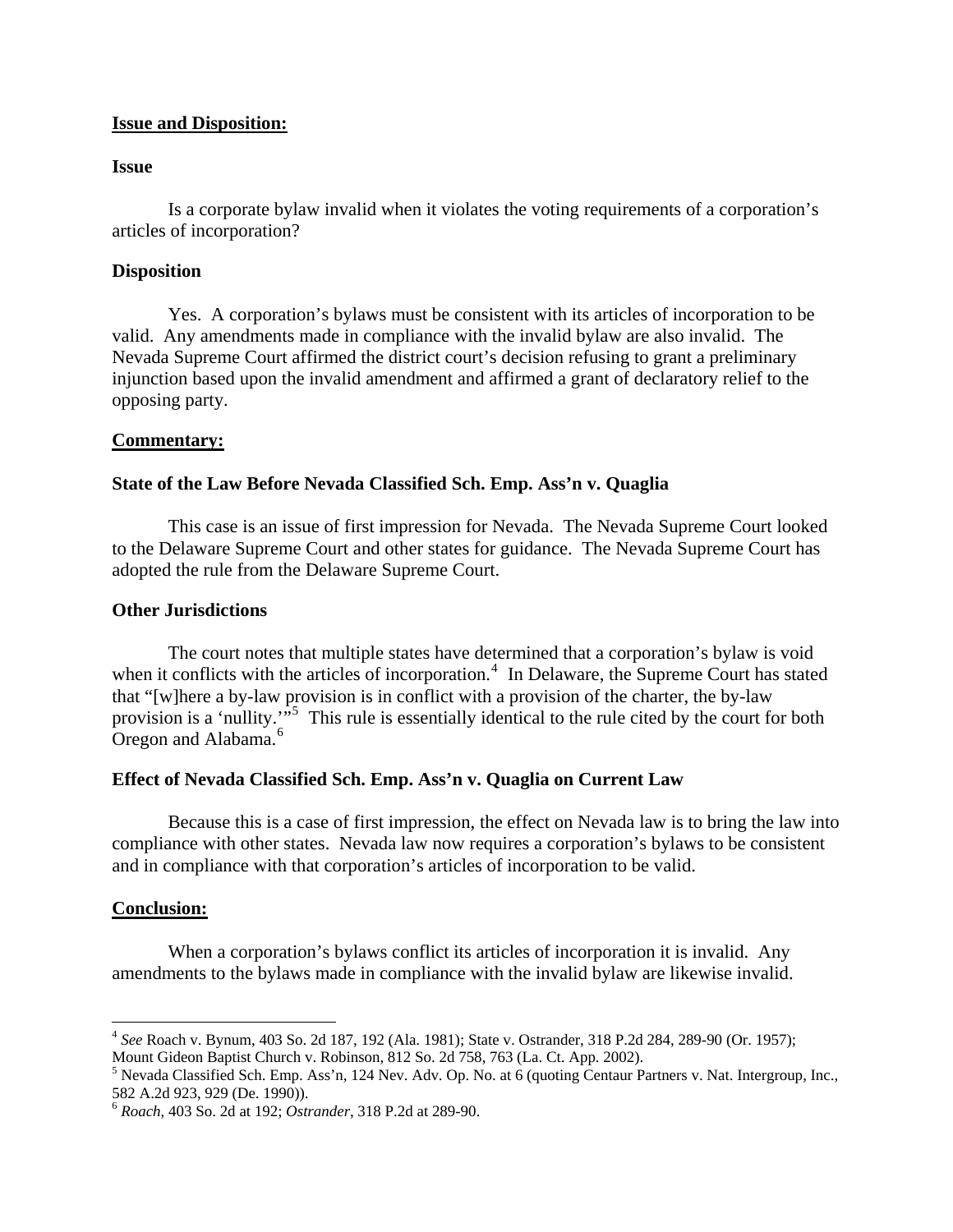**Issue and Disposition:**

**Issue**

Is a corporate bylaw invalid when it violates the voting requirements of a corporation's articles of incorporation?

**Disposition**

Yes. A corporation's bylaws must be consistent with its articles of incorporation to be valid. Any amendments made in compliance with the invalid bylaw are also invalid. The Nevada Supreme Court affirmed the district court's decision refusing to grant a preliminary injunction based upon the invalid amendment and affirmed a grant of declaratory relief to the opposing party.

**Commentary:**

**State of the Law Before Nevada Classified Sch. Emp. Ass'n v. Quaglia**

This case is an issue of first impression for Nevada. The Nevada Supreme Court looked to the Delaware Supreme Court and other states for guidance. The Nevada Supreme Court has adopted the rule from the Delaware Supreme Court.

**Other Jurisdictions**

The court notes that multiple states have determined that a corporation's bylaw is void when it conflicts with the articles of incorporation.[4] In Delaware, the Supreme Court has stated that "[w]here a by-law provision is in conflict with a provision of the charter, the by-law provision is a 'nullity.'"[5] This rule is essentially identical to the rule cited by the court for both Oregon and Alabama.[6]

**Effect of Nevada Classified Sch. Emp. Ass'n v. Quaglia on Current Law**

Because this is a case of first impression, the effect on Nevada law is to bring the law into compliance with other states. Nevada law now requires a corporation's bylaws to be consistent and in compliance with that corporation's articles of incorporation to be valid.

**Conclusion:**

When a corporation's bylaws conflict its articles of incorporation it is invalid. Any amendments to the bylaws made in compliance with the invalid bylaw are likewise invalid.

---

[4] *See* Roach v. Bynum, 403 So. 2d 187, 192 (Ala. 1981); State v. Ostrander, 318 P.2d 284, 289-90 (Or. 1957); Mount Gideon Baptist Church v. Robinson, 812 So. 2d 758, 763 (La. Ct. App. 2002).

[5] Nevada Classified Sch. Emp. Ass'n, 124 Nev. Adv. Op. No. at 6 (quoting Centaur Partners v. Nat. Intergroup, Inc., 582 A.2d 923, 929 (De. 1990)).

[6] *Roach*, 403 So. 2d at 192; *Ostrander*, 318 P.2d at 289-90.